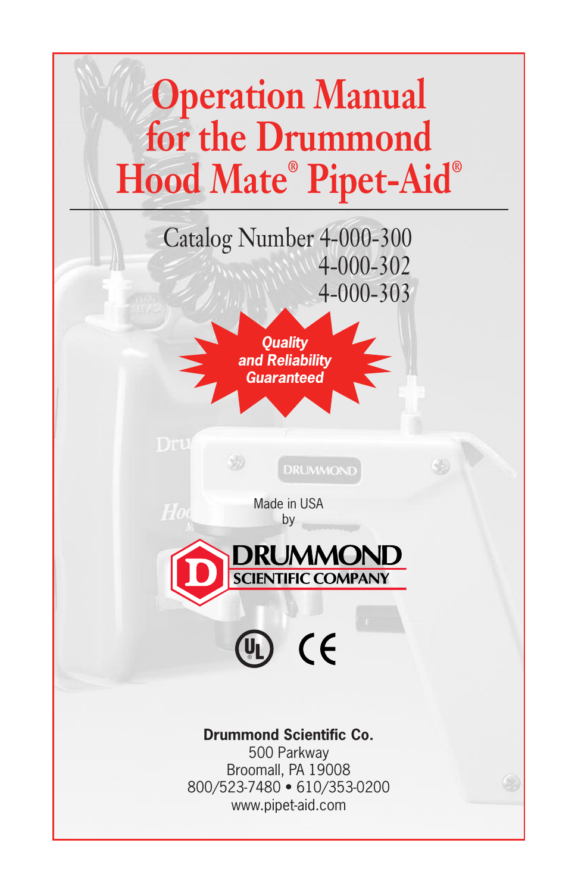# Operation Manual for the Drummond Hood Mate® Pipet-Aid®

Catalog Number 4-000-300
4-000-302
4-000-303

***Quality and Reliability Guaranteed***

Made in USA
by

**DRUMMOND**
**SCIENTIFIC COMPANY**

**Drummond Scientific Co.**
500 Parkway
Broomall, PA 19008
800/523-7480 • 610/353-0200
www.pipet-aid.com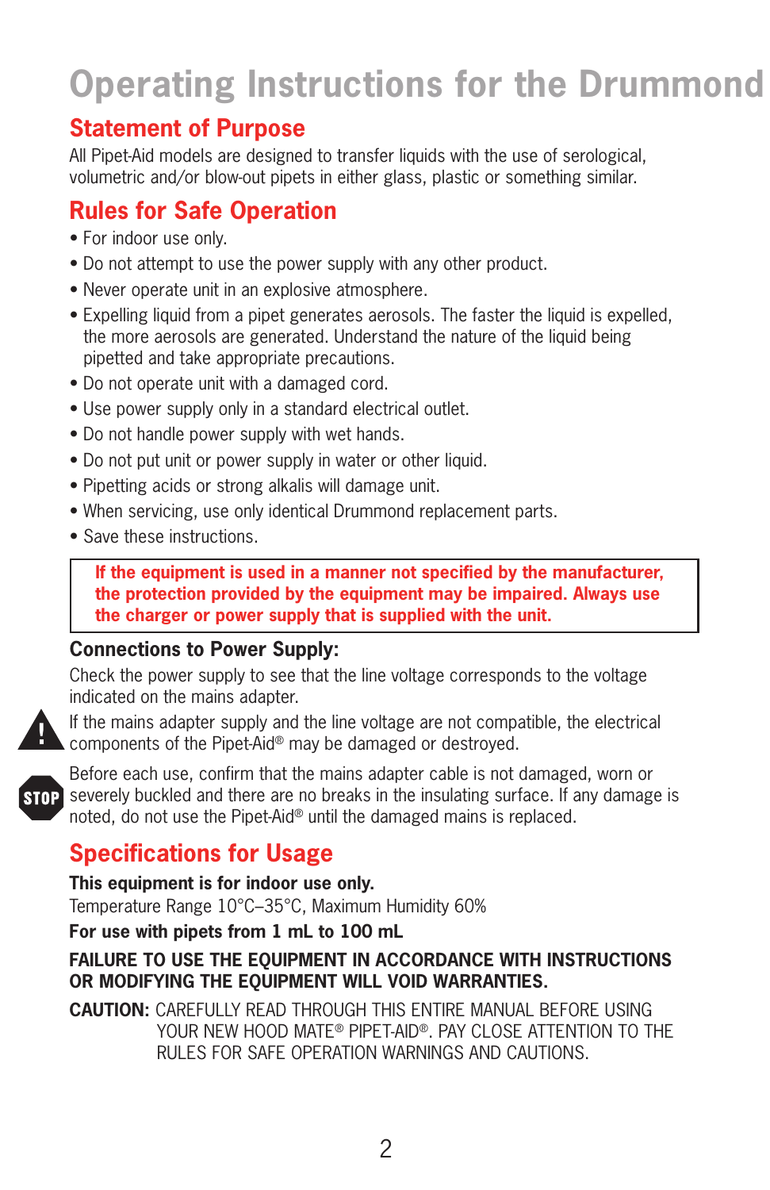# Operating Instructions for the Drummond

## Statement of Purpose

All Pipet-Aid models are designed to transfer liquids with the use of serological, volumetric and/or blow-out pipets in either glass, plastic or something similar.

## Rules for Safe Operation

- For indoor use only.
- Do not attempt to use the power supply with any other product.
- Never operate unit in an explosive atmosphere.
- Expelling liquid from a pipet generates aerosols. The faster the liquid is expelled, the more aerosols are generated. Understand the nature of the liquid being pipetted and take appropriate precautions.
- Do not operate unit with a damaged cord.
- Use power supply only in a standard electrical outlet.
- Do not handle power supply with wet hands.
- Do not put unit or power supply in water or other liquid.
- Pipetting acids or strong alkalis will damage unit.
- When servicing, use only identical Drummond replacement parts.
- Save these instructions.

**If the equipment is used in a manner not specified by the manufacturer, the protection provided by the equipment may be impaired. Always use the charger or power supply that is supplied with the unit.**

### Connections to Power Supply:

Check the power supply to see that the line voltage corresponds to the voltage indicated on the mains adapter.

If the mains adapter supply and the line voltage are not compatible, the electrical components of the Pipet-Aid® may be damaged or destroyed.

Before each use, confirm that the mains adapter cable is not damaged, worn or severely buckled and there are no breaks in the insulating surface. If any damage is noted, do not use the Pipet-Aid® until the damaged mains is replaced.

## Specifications for Usage

**This equipment is for indoor use only.**

Temperature Range 10°C–35°C, Maximum Humidity 60%

**For use with pipets from 1 mL to 100 mL**

**FAILURE TO USE THE EQUIPMENT IN ACCORDANCE WITH INSTRUCTIONS OR MODIFYING THE EQUIPMENT WILL VOID WARRANTIES.**

**CAUTION:** CAREFULLY READ THROUGH THIS ENTIRE MANUAL BEFORE USING YOUR NEW HOOD MATE® PIPET-AID®. PAY CLOSE ATTENTION TO THE RULES FOR SAFE OPERATION WARNINGS AND CAUTIONS.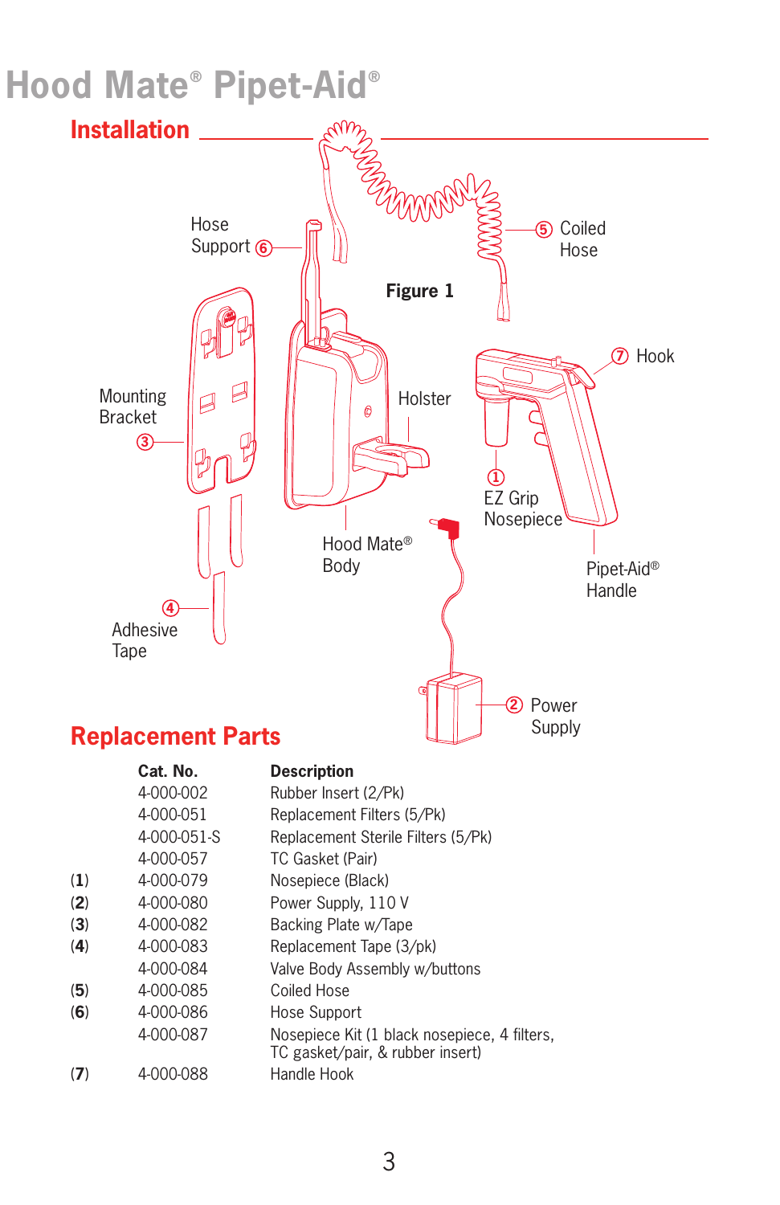# Hood Mate® Pipet-Aid®

## Installation

Figure 1

## Replacement Parts

| | Cat. No. | Description |
|---|---|---|
| | 4-000-002 | Rubber Insert (2/Pk) |
| | 4-000-051 | Replacement Filters (5/Pk) |
| | 4-000-051-S | Replacement Sterile Filters (5/Pk) |
| | 4-000-057 | TC Gasket (Pair) |
| (1) | 4-000-079 | Nosepiece (Black) |
| (2) | 4-000-080 | Power Supply, 110 V |
| (3) | 4-000-082 | Backing Plate w/Tape |
| (4) | 4-000-083 | Replacement Tape (3/pk) |
| | 4-000-084 | Valve Body Assembly w/buttons |
| (5) | 4-000-085 | Coiled Hose |
| (6) | 4-000-086 | Hose Support |
| | 4-000-087 | Nosepiece Kit (1 black nosepiece, 4 filters, TC gasket/pair, & rubber insert) |
| (7) | 4-000-088 | Handle Hook |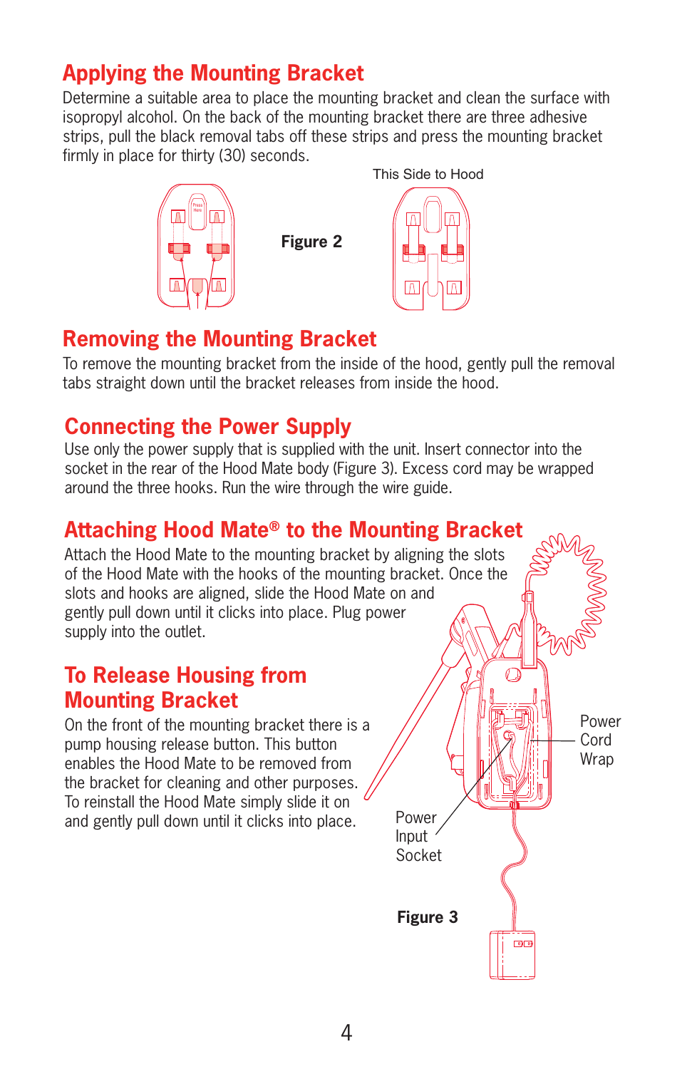## Applying the Mounting Bracket

Determine a suitable area to place the mounting bracket and clean the surface with isopropyl alcohol. On the back of the mounting bracket there are three adhesive strips, pull the black removal tabs off these strips and press the mounting bracket firmly in place for thirty (30) seconds.

This Side to Hood

**Figure 2**

## Removing the Mounting Bracket

To remove the mounting bracket from the inside of the hood, gently pull the removal tabs straight down until the bracket releases from inside the hood.

## Connecting the Power Supply

Use only the power supply that is supplied with the unit. Insert connector into the socket in the rear of the Hood Mate body (Figure 3). Excess cord may be wrapped around the three hooks. Run the wire through the wire guide.

## Attaching Hood Mate® to the Mounting Bracket

Attach the Hood Mate to the mounting bracket by aligning the slots of the Hood Mate with the hooks of the mounting bracket. Once the slots and hooks are aligned, slide the Hood Mate on and gently pull down until it clicks into place. Plug power supply into the outlet.

## To Release Housing from Mounting Bracket

On the front of the mounting bracket there is a pump housing release button. This button enables the Hood Mate to be removed from the bracket for cleaning and other purposes. To reinstall the Hood Mate simply slide it on and gently pull down until it clicks into place.

Power Cord Wrap

Power Input Socket

**Figure 3**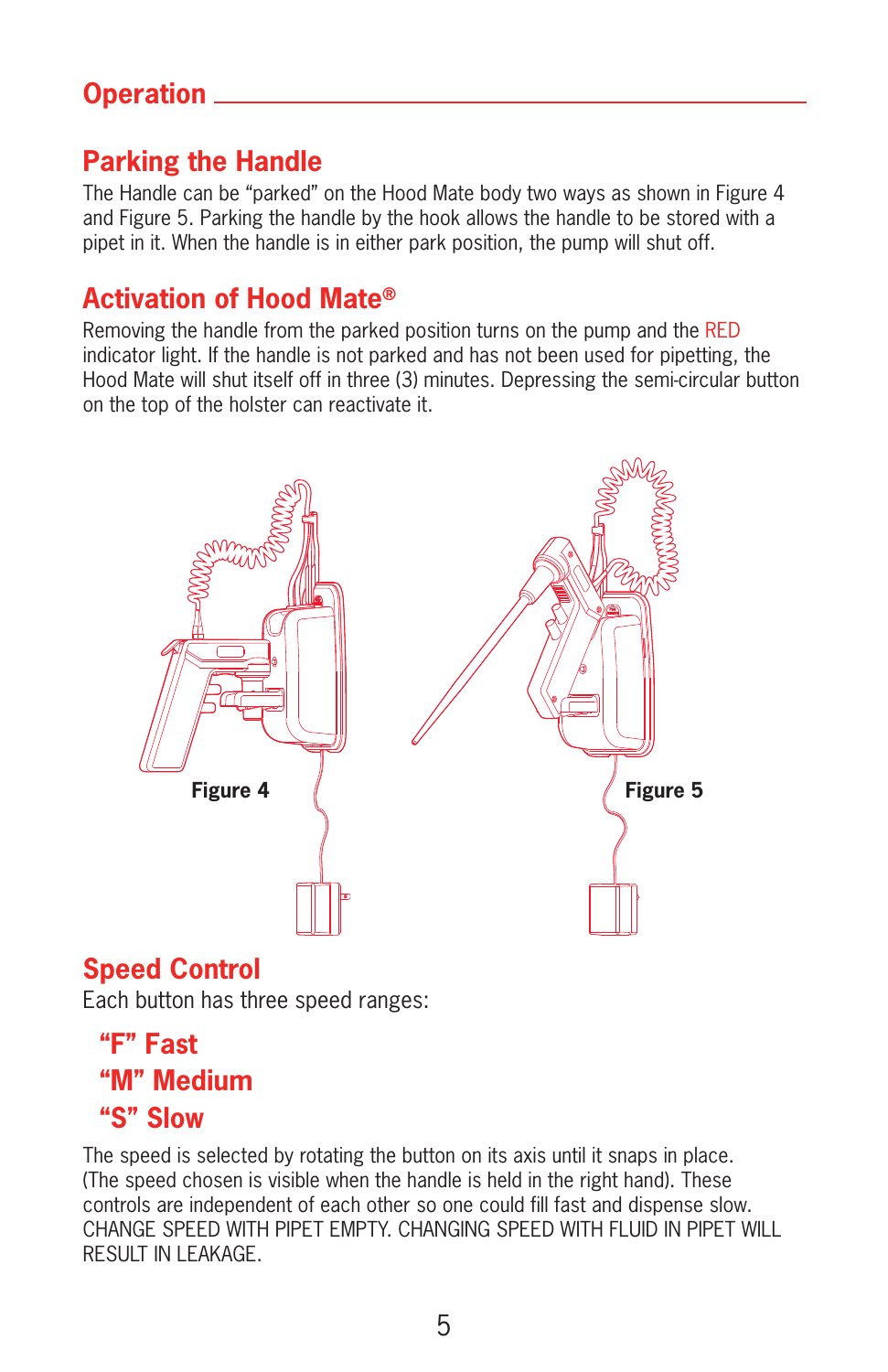# Operation

## Parking the Handle

The Handle can be "parked" on the Hood Mate body two ways as shown in Figure 4 and Figure 5. Parking the handle by the hook allows the handle to be stored with a pipet in it. When the handle is in either park position, the pump will shut off.

## Activation of Hood Mate®

Removing the handle from the parked position turns on the pump and the RED indicator light. If the handle is not parked and has not been used for pipetting, the Hood Mate will shut itself off in three (3) minutes. Depressing the semi-circular button on the top of the holster can reactivate it.

**Figure 4**

**Figure 5**

## Speed Control

Each button has three speed ranges:

- **"F" Fast**
- **"M" Medium**
- **"S" Slow**

The speed is selected by rotating the button on its axis until it snaps in place. (The speed chosen is visible when the handle is held in the right hand). These controls are independent of each other so one could fill fast and dispense slow. CHANGE SPEED WITH PIPET EMPTY. CHANGING SPEED WITH FLUID IN PIPET WILL RESULT IN LEAKAGE.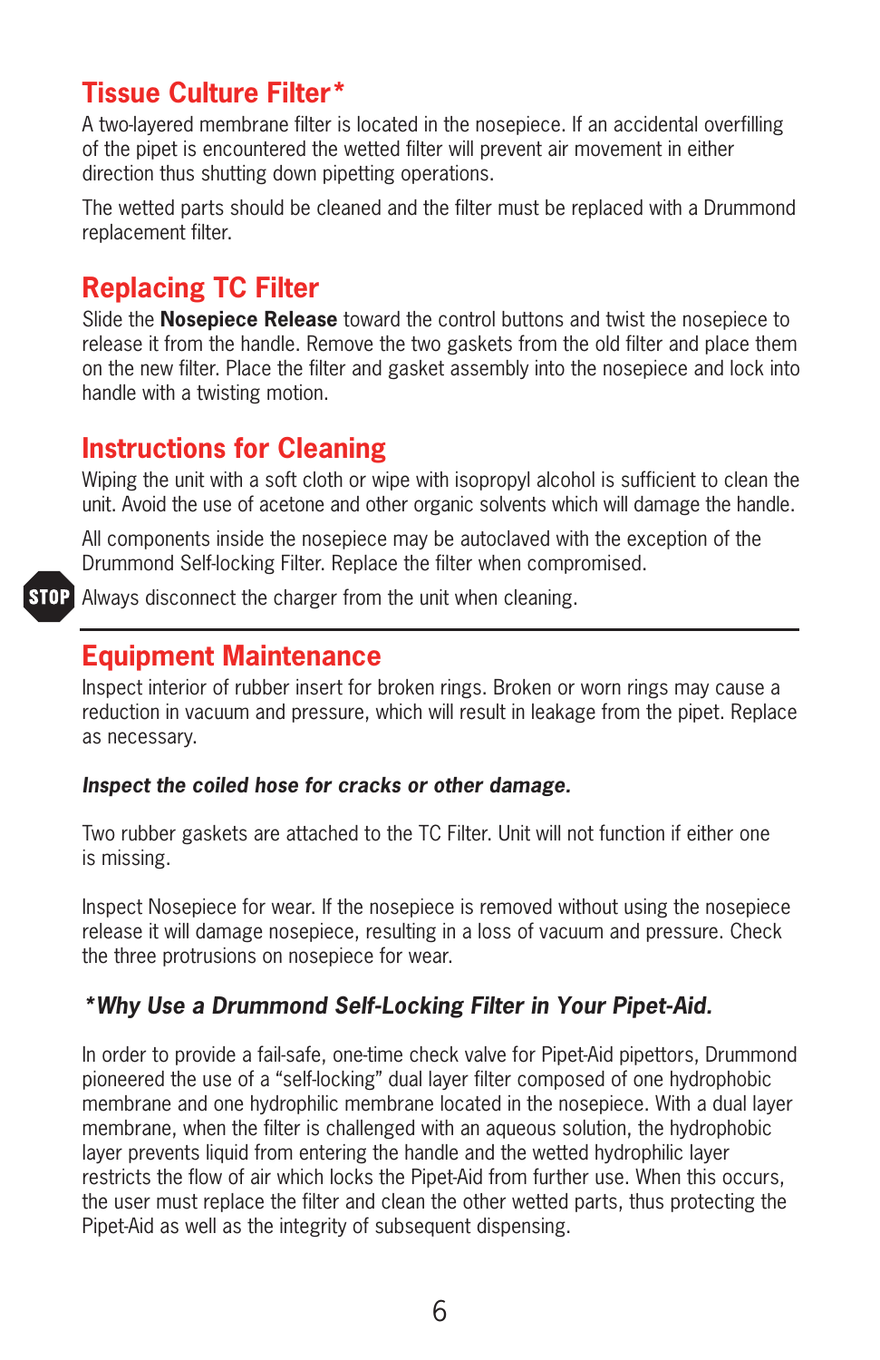## Tissue Culture Filter*

A two-layered membrane filter is located in the nosepiece. If an accidental overfilling of the pipet is encountered the wetted filter will prevent air movement in either direction thus shutting down pipetting operations.

The wetted parts should be cleaned and the filter must be replaced with a Drummond replacement filter.

## Replacing TC Filter

Slide the **Nosepiece Release** toward the control buttons and twist the nosepiece to release it from the handle. Remove the two gaskets from the old filter and place them on the new filter. Place the filter and gasket assembly into the nosepiece and lock into handle with a twisting motion.

## Instructions for Cleaning

Wiping the unit with a soft cloth or wipe with isopropyl alcohol is sufficient to clean the unit. Avoid the use of acetone and other organic solvents which will damage the handle.

All components inside the nosepiece may be autoclaved with the exception of the Drummond Self-locking Filter. Replace the filter when compromised.

STOP Always disconnect the charger from the unit when cleaning.

---

## Equipment Maintenance

Inspect interior of rubber insert for broken rings. Broken or worn rings may cause a reduction in vacuum and pressure, which will result in leakage from the pipet. Replace as necessary.

***Inspect the coiled hose for cracks or other damage.***

Two rubber gaskets are attached to the TC Filter. Unit will not function if either one is missing.

Inspect Nosepiece for wear. If the nosepiece is removed without using the nosepiece release it will damage nosepiece, resulting in a loss of vacuum and pressure. Check the three protrusions on nosepiece for wear.

### *\*Why Use a Drummond Self-Locking Filter in Your Pipet-Aid.*

In order to provide a fail-safe, one-time check valve for Pipet-Aid pipettors, Drummond pioneered the use of a “self-locking” dual layer filter composed of one hydrophobic membrane and one hydrophilic membrane located in the nosepiece. With a dual layer membrane, when the filter is challenged with an aqueous solution, the hydrophobic layer prevents liquid from entering the handle and the wetted hydrophilic layer restricts the flow of air which locks the Pipet-Aid from further use. When this occurs, the user must replace the filter and clean the other wetted parts, thus protecting the Pipet-Aid as well as the integrity of subsequent dispensing.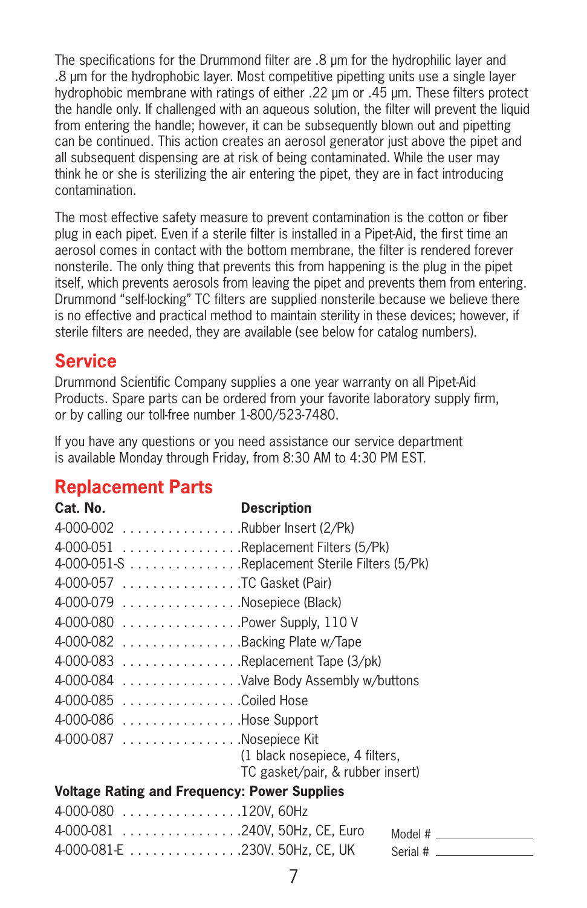The specifications for the Drummond filter are .8 µm for the hydrophilic layer and .8 µm for the hydrophobic layer. Most competitive pipetting units use a single layer hydrophobic membrane with ratings of either .22 µm or .45 µm. These filters protect the handle only. If challenged with an aqueous solution, the filter will prevent the liquid from entering the handle; however, it can be subsequently blown out and pipetting can be continued. This action creates an aerosol generator just above the pipet and all subsequent dispensing are at risk of being contaminated. While the user may think he or she is sterilizing the air entering the pipet, they are in fact introducing contamination.

The most effective safety measure to prevent contamination is the cotton or fiber plug in each pipet. Even if a sterile filter is installed in a Pipet-Aid, the first time an aerosol comes in contact with the bottom membrane, the filter is rendered forever nonsterile. The only thing that prevents this from happening is the plug in the pipet itself, which prevents aerosols from leaving the pipet and prevents them from entering. Drummond "self-locking" TC filters are supplied nonsterile because we believe there is no effective and practical method to maintain sterility in these devices; however, if sterile filters are needed, they are available (see below for catalog numbers).

## Service

Drummond Scientific Company supplies a one year warranty on all Pipet-Aid Products. Spare parts can be ordered from your favorite laboratory supply firm, or by calling our toll-free number 1-800/523-7480.

If you have any questions or you need assistance our service department is available Monday through Friday, from 8:30 AM to 4:30 PM EST.

## Replacement Parts

| Cat. No. | Description |
|---|---|
| 4-000-002 | Rubber Insert (2/Pk) |
| 4-000-051 | Replacement Filters (5/Pk) |
| 4-000-051-S | Replacement Sterile Filters (5/Pk) |
| 4-000-057 | TC Gasket (Pair) |
| 4-000-079 | Nosepiece (Black) |
| 4-000-080 | Power Supply, 110 V |
| 4-000-082 | Backing Plate w/Tape |
| 4-000-083 | Replacement Tape (3/pk) |
| 4-000-084 | Valve Body Assembly w/buttons |
| 4-000-085 | Coiled Hose |
| 4-000-086 | Hose Support |
| 4-000-087 | Nosepiece Kit (1 black nosepiece, 4 filters, TC gasket/pair, & rubber insert) |

**Voltage Rating and Frequency: Power Supplies**

| | |
|---|---|
| 4-000-080 | 120V, 60Hz |
| 4-000-081 | 240V, 50Hz, CE, Euro |
| 4-000-081-E | 230V. 50Hz, CE, UK |

Model # ______________

Serial # ______________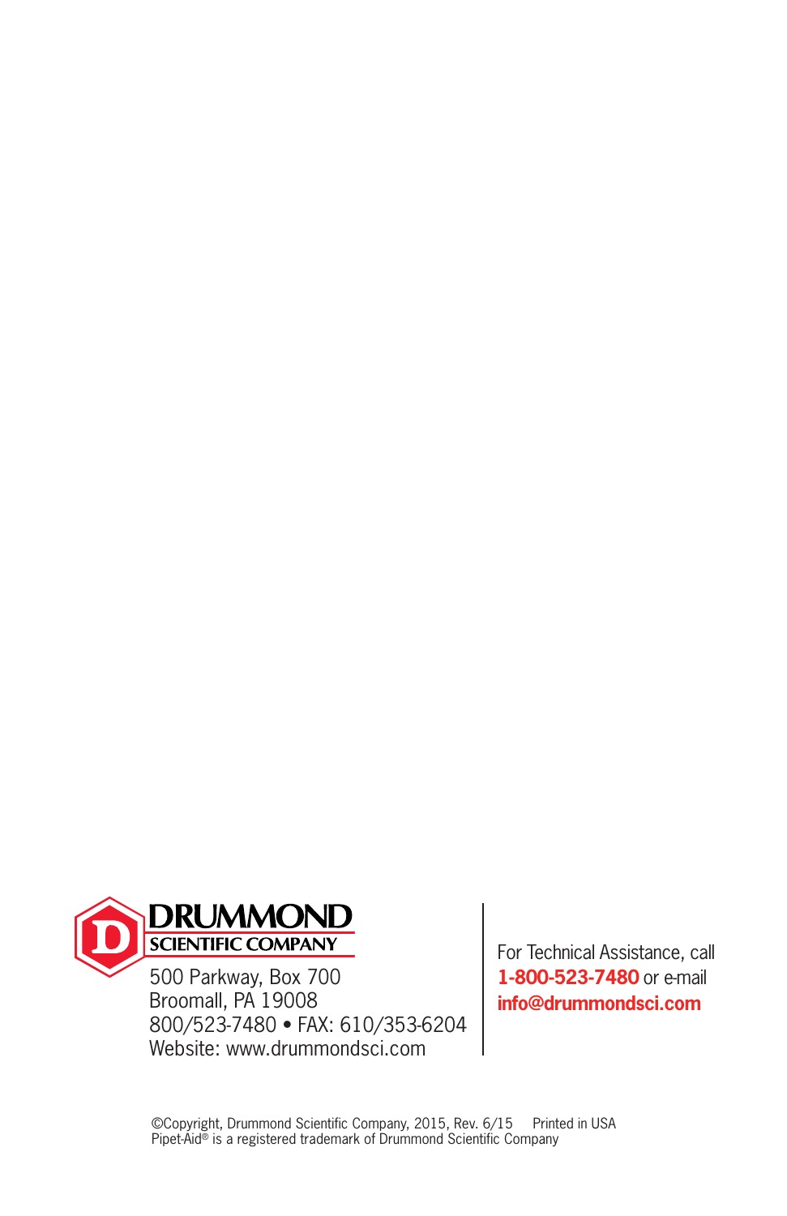**DRUMMOND**
**SCIENTIFIC COMPANY**

500 Parkway, Box 700
Broomall, PA 19008
800/523-7480 • FAX: 610/353-6204
Website: www.drummondsci.com

For Technical Assistance, call **1-800-523-7480** or e-mail **info@drummondsci.com**

©Copyright, Drummond Scientific Company, 2015, Rev. 6/15 Printed in USA
Pipet-Aid® is a registered trademark of Drummond Scientific Company